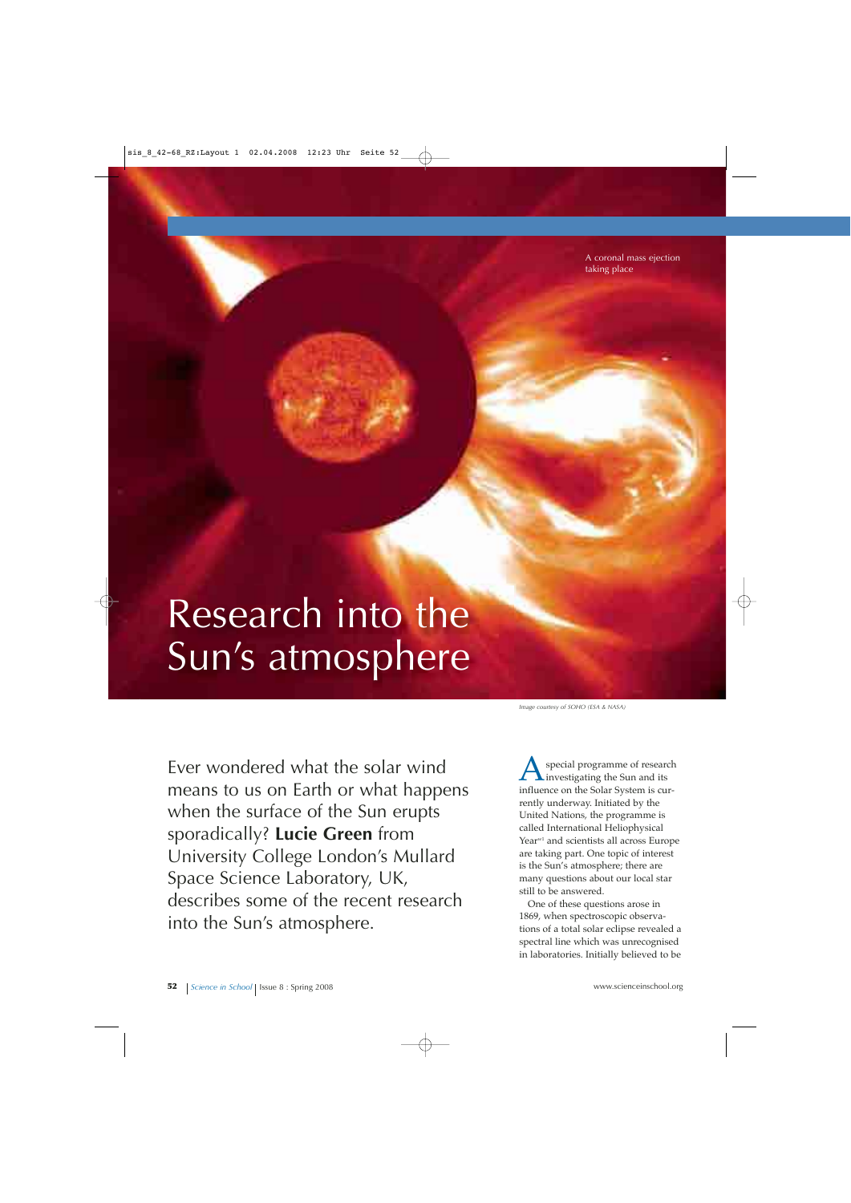A coronal mass ejection taking place

# Research into the Sun's atmosphere

*Image courtesy of SOHO (ESA & NASA)*

Ever wondered what the solar wind means to us on Earth or what happens when the surface of the Sun erupts sporadically? **Lucie Green** from University College London's Mullard Space Science Laboratory, UK, describes some of the recent research into the Sun's atmosphere.

A special programme of research investigating the Sun and its influence on the Solar System is currently underway. Initiated by the United Nations, the programme is called International Heliophysical Year[w1] and scientists all across Europe are taking part. One topic of interest is the Sun's atmosphere; there are many questions about our local star still to be answered.

One of these questions arose in 1869, when spectroscopic observations of a total solar eclipse revealed a spectral line which was unrecognised in laboratories. Initially believed to be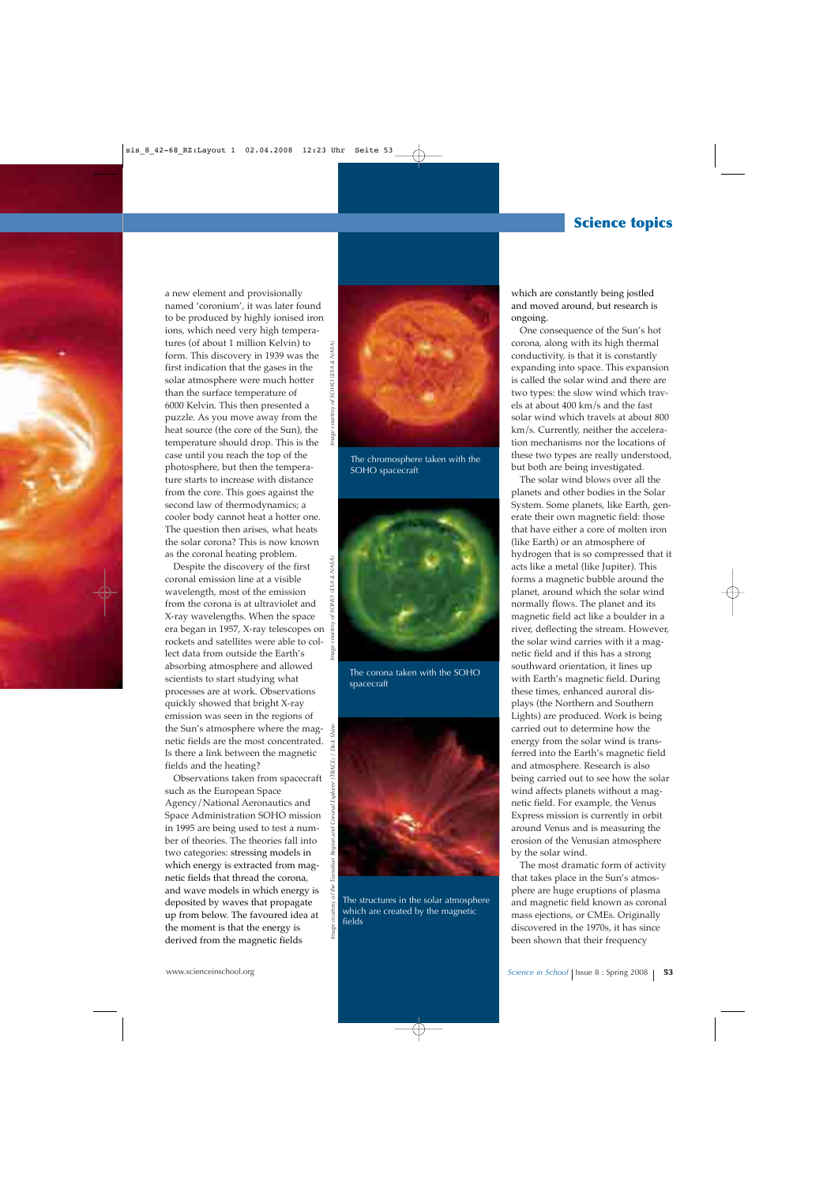a new element and provisionally named 'coronium', it was later found to be produced by highly ionised iron ions, which need very high temperatures (of about 1 million Kelvin) to form. This discovery in 1939 was the first indication that the gases in the solar atmosphere were much hotter than the surface temperature of 6000 Kelvin. This then presented a puzzle. As you move away from the heat source (the core of the Sun), the temperature should drop. This is the case until you reach the top of the photosphere, but then the temperature starts to increase with distance from the core. This goes against the second law of thermodynamics; a cooler body cannot heat a hotter one. The question then arises, what heats the solar corona? This is now known as the coronal heating problem.

Despite the discovery of the first coronal emission line at a visible wavelength, most of the emission from the corona is at ultraviolet and X-ray wavelengths. When the space era began in 1957, X-ray telescopes on rockets and satellites were able to collect data from outside the Earth's absorbing atmosphere and allowed scientists to start studying what processes are at work. Observations quickly showed that bright X-ray emission was seen in the regions of the Sun's atmosphere where the magnetic fields are the most concentrated. Is there a link between the magnetic fields and the heating?

Observations taken from spacecraft such as the European Space Agency/National Aeronautics and Space Administration SOHO mission in 1995 are being used to test a number of theories. The theories fall into two categories: stressing models in which energy is extracted from magnetic fields that thread the corona, and wave models in which energy is deposited by waves that propagate up from below. The favoured idea at the moment is that the energy is derived from the magnetic fields which are constantly being jostled and moved around, but research is ongoing.

The chromosphere taken with the SOHO spacecraft

*Image courtesy of SOHO (ESA & NASA)*

The corona taken with the SOHO spacecraft

*Image courtesy of SOHO (ESA & NASA)*

The structures in the solar atmosphere which are created by the magnetic fields

*Image courtesy of the Transition Region and Coronal Explorer (TRACE) / Dick Shine*

One consequence of the Sun's hot corona, along with its high thermal conductivity, is that it is constantly expanding into space. This expansion is called the solar wind and there are two types: the slow wind which travels at about 400 km/s and the fast solar wind which travels at about 800 km/s. Currently, neither the acceleration mechanisms nor the locations of these two types are really understood, but both are being investigated.

The solar wind blows over all the planets and other bodies in the Solar System. Some planets, like Earth, generate their own magnetic field: those that have either a core of molten iron (like Earth) or an atmosphere of hydrogen that is so compressed that it acts like a metal (like Jupiter). This forms a magnetic bubble around the planet, around which the solar wind normally flows. The planet and its magnetic field act like a boulder in a river, deflecting the stream. However, the solar wind carries with it a magnetic field and if this has a strong southward orientation, it lines up with Earth's magnetic field. During these times, enhanced auroral displays (the Northern and Southern Lights) are produced. Work is being carried out to determine how the energy from the solar wind is transferred into the Earth's magnetic field and atmosphere. Research is also being carried out to see how the solar wind affects planets without a magnetic field. For example, the Venus Express mission is currently in orbit around Venus and is measuring the erosion of the Venusian atmosphere by the solar wind.

The most dramatic form of activity that takes place in the Sun's atmosphere are huge eruptions of plasma and magnetic field known as coronal mass ejections, or CMEs. Originally discovered in the 1970s, it has since been shown that their frequency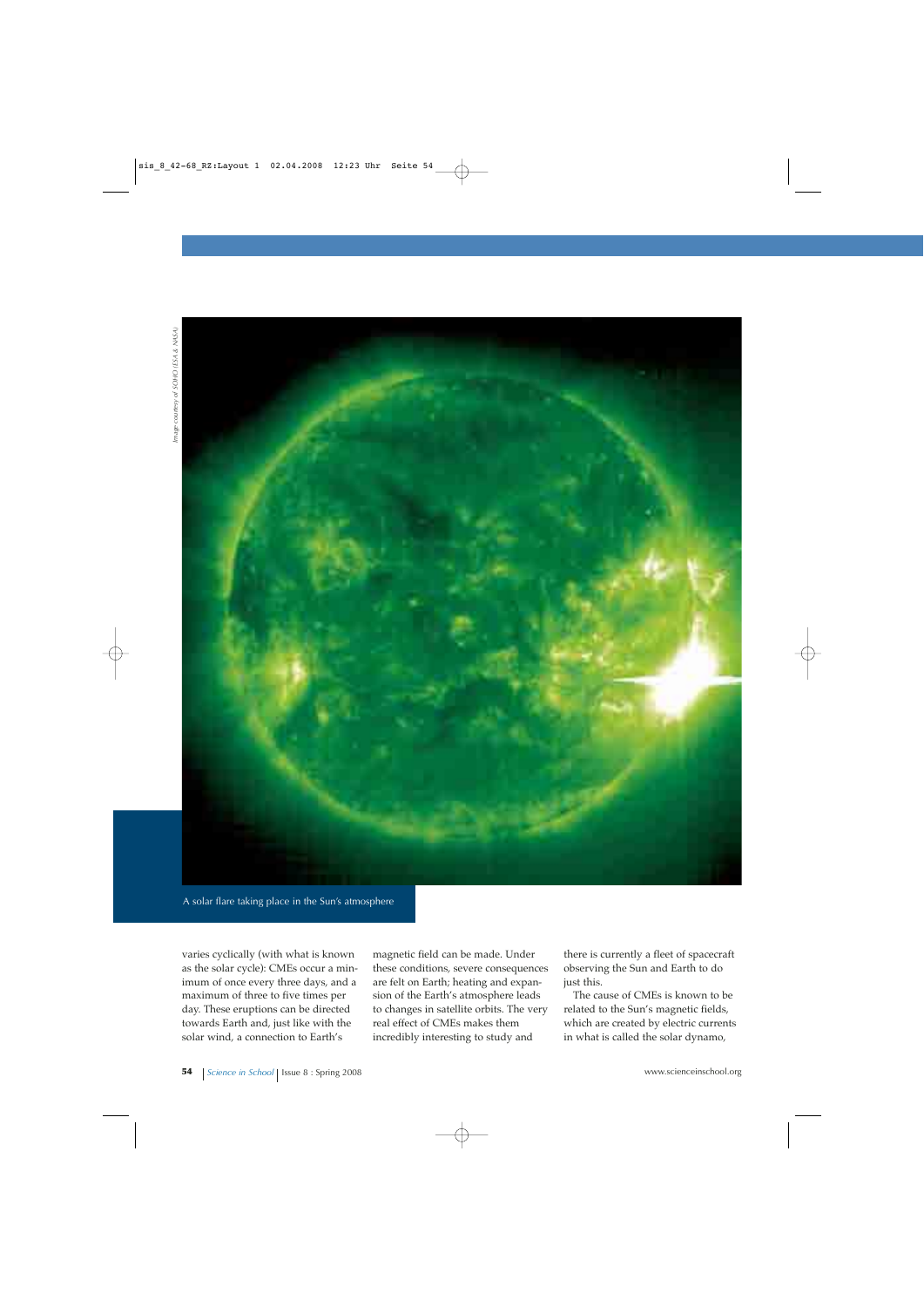A solar flare taking place in the Sun's atmosphere

varies cyclically (with what is known as the solar cycle): CMEs occur a minimum of once every three days, and a maximum of three to five times per day. These eruptions can be directed towards Earth and, just like with the solar wind, a connection to Earth's magnetic field can be made. Under these conditions, severe consequences are felt on Earth; heating and expansion of the Earth's atmosphere leads to changes in satellite orbits. The very real effect of CMEs makes them incredibly interesting to study and there is currently a fleet of spacecraft observing the Sun and Earth to do just this.

The cause of CMEs is known to be related to the Sun's magnetic fields, which are created by electric currents in what is called the solar dynamo,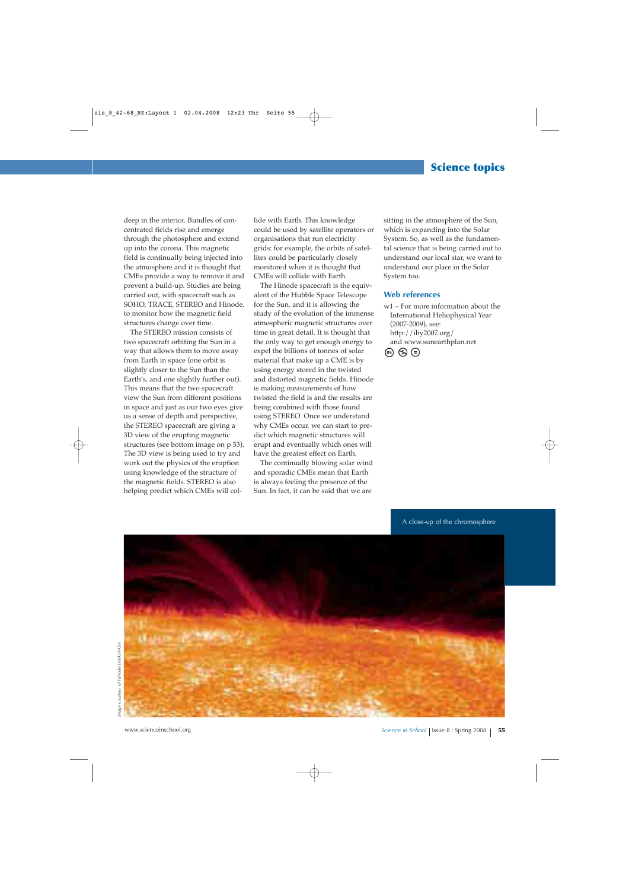deep in the interior. Bundles of concentrated fields rise and emerge through the photosphere and extend up into the corona. This magnetic field is continually being injected into the atmosphere and it is thought that CMEs provide a way to remove it and prevent a build-up. Studies are being carried out, with spacecraft such as SOHO, TRACE, STEREO and Hinode, to monitor how the magnetic field structures change over time.

The STEREO mission consists of two spacecraft orbiting the Sun in a way that allows them to move away from Earth in space (one orbit is slightly closer to the Sun than the Earth's, and one slightly further out). This means that the two spacecraft view the Sun from different positions in space and just as our two eyes give us a sense of depth and perspective, the STEREO spacecraft are giving a 3D view of the erupting magnetic structures (see bottom image on p 53). The 3D view is being used to try and work out the physics of the eruption using knowledge of the structure of the magnetic fields. STEREO is also helping predict which CMEs will collide with Earth. This knowledge could be used by satellite operators or organisations that run electricity grids: for example, the orbits of satellites could be particularly closely monitored when it is thought that CMEs will collide with Earth.

The Hinode spacecraft is the equivalent of the Hubble Space Telescope for the Sun, and it is allowing the study of the evolution of the immense atmospheric magnetic structures over time in great detail. It is thought that the only way to get enough energy to expel the billions of tonnes of solar material that make up a CME is by using energy stored in the twisted and distorted magnetic fields. Hinode is making measurements of how twisted the field is and the results are being combined with those found using STEREO. Once we understand why CMEs occur, we can start to predict which magnetic structures will erupt and eventually which ones will have the greatest effect on Earth.

The continually blowing solar wind and sporadic CMEs mean that Earth is always feeling the presence of the Sun. In fact, it can be said that we are sitting in the atmosphere of the Sun, which is expanding into the Solar System. So, as well as the fundamental science that is being carried out to understand our local star, we want to understand our place in the Solar System too.

### Web references

w1 – For more information about the International Heliophysical Year (2007-2009), see: http://ihy2007.org/ and www.sunearthplan.net

A close-up of the chromosphere

*Image courtesy of Hinode JAXA/NASA*